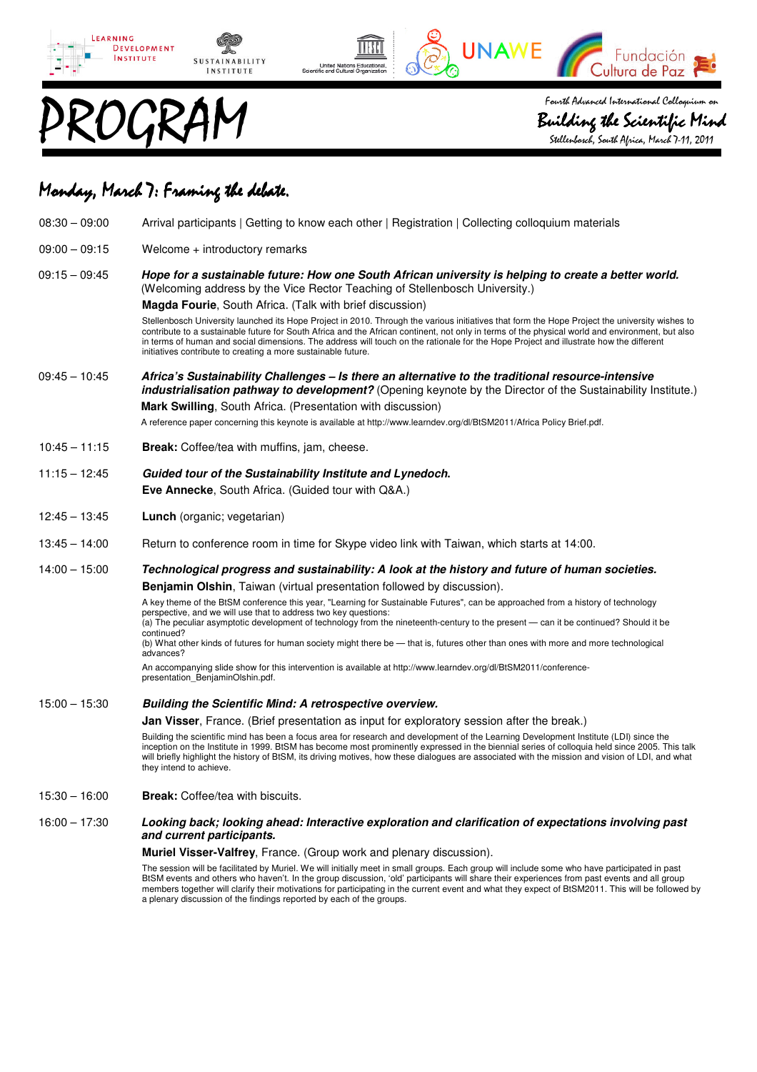# PROGRAM

Fourth Advanced International Colloquium on

**Building the Scientific Mind**

Stellenbosch, South Africa, March 7-11, 2011

## Monday, March 7: Framing the debate.

08:30 – 09:00 Arrival participants | Getting to know each other | Registration | Collecting colloquium materials

09:00 – 09:15 Welcome + introductory remarks

09:15 – 09:45 ***Hope for a sustainable future: How one South African university is helping to create a better world.*** (Welcoming address by the Vice Rector Teaching of Stellenbosch University.)

**Magda Fourie**, South Africa. (Talk with brief discussion)

Stellenbosch University launched its Hope Project in 2010. Through the various initiatives that form the Hope Project the university wishes to contribute to a sustainable future for South Africa and the African continent, not only in terms of the physical world and environment, but also in terms of human and social dimensions. The address will touch on the rationale for the Hope Project and illustrate how the different initiatives contribute to creating a more sustainable future.

09:45 – 10:45 ***Africa's Sustainability Challenges – Is there an alternative to the traditional resource-intensive industrialisation pathway to development?*** (Opening keynote by the Director of the Sustainability Institute.)

**Mark Swilling**, South Africa. (Presentation with discussion)

A reference paper concerning this keynote is available at http://www.learndev.org/dl/BtSM2011/Africa Policy Brief.pdf.

10:45 – 11:15 **Break:** Coffee/tea with muffins, jam, cheese.

11:15 – 12:45 ***Guided tour of the Sustainability Institute and Lynedoch.***

**Eve Annecke**, South Africa. (Guided tour with Q&A.)

12:45 – 13:45 **Lunch** (organic; vegetarian)

13:45 – 14:00 Return to conference room in time for Skype video link with Taiwan, which starts at 14:00.

14:00 – 15:00 ***Technological progress and sustainability: A look at the history and future of human societies.***

**Benjamin Olshin**, Taiwan (virtual presentation followed by discussion).

A key theme of the BtSM conference this year, "Learning for Sustainable Futures", can be approached from a history of technology perspective, and we will use that to address two key questions:
(a) The peculiar asymptotic development of technology from the nineteenth-century to the present — can it be continued? Should it be continued?
(b) What other kinds of futures for human society might there be — that is, futures other than ones with more and more technological advances?

An accompanying slide show for this intervention is available at http://www.learndev.org/dl/BtSM2011/conference-presentation_BenjaminOlshin.pdf.

15:00 – 15:30 ***Building the Scientific Mind: A retrospective overview.***

**Jan Visser**, France. (Brief presentation as input for exploratory session after the break.)

Building the scientific mind has been a focus area for research and development of the Learning Development Institute (LDI) since the inception on the Institute in 1999. BtSM has become most prominently expressed in the biennial series of colloquia held since 2005. This talk will briefly highlight the history of BtSM, its driving motives, how these dialogues are associated with the mission and vision of LDI, and what they intend to achieve.

15:30 – 16:00 **Break:** Coffee/tea with biscuits.

16:00 – 17:30 ***Looking back; looking ahead: Interactive exploration and clarification of expectations involving past and current participants.***

**Muriel Visser-Valfrey**, France. (Group work and plenary discussion).

The session will be facilitated by Muriel. We will initially meet in small groups. Each group will include some who have participated in past BtSM events and others who haven't. In the group discussion, 'old' participants will share their experiences from past events and all group members together will clarify their motivations for participating in the current event and what they expect of BtSM2011. This will be followed by a plenary discussion of the findings reported by each of the groups.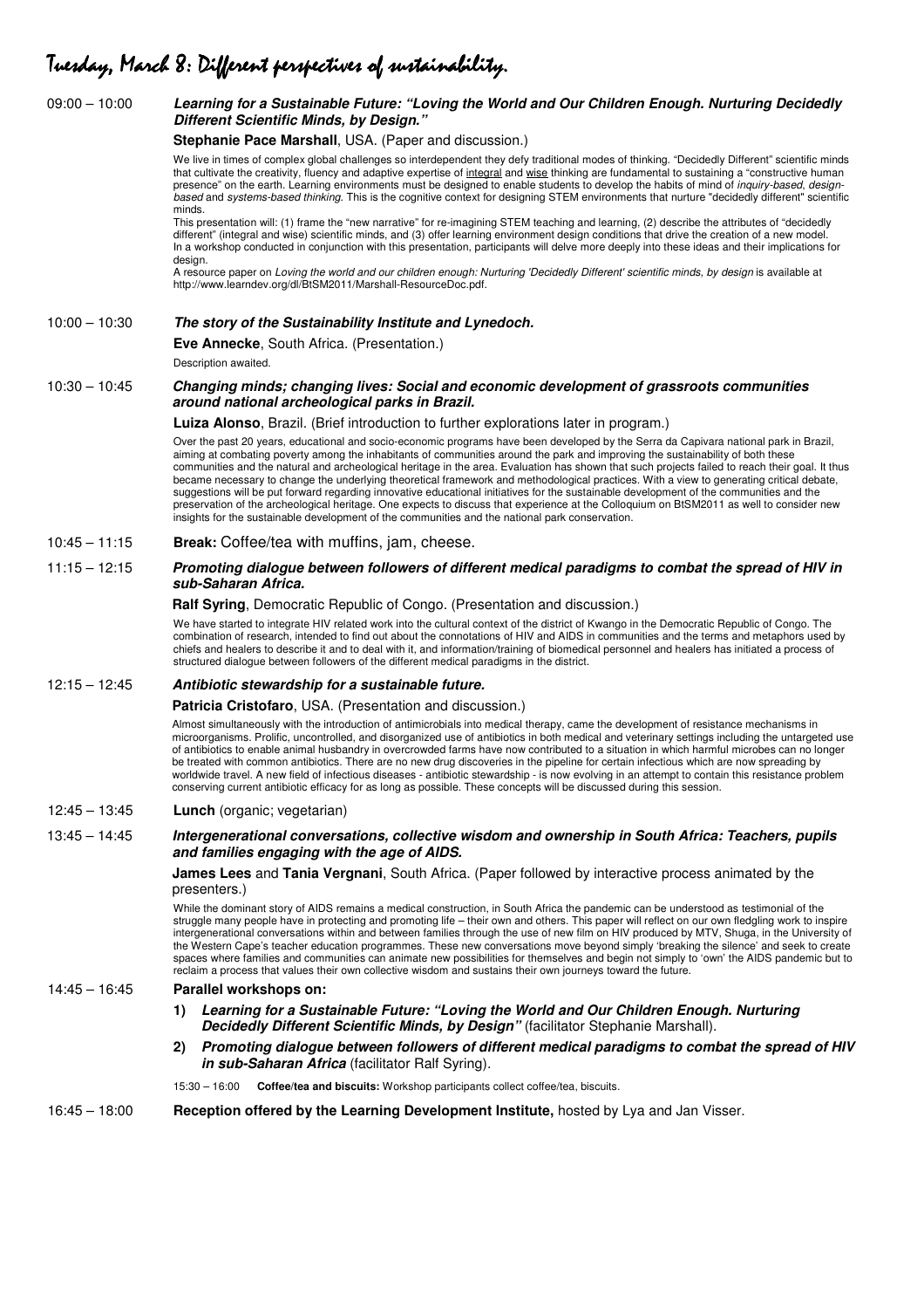# Tuesday, March 8: Different perspectives of sustainability.

**09:00 – 10:00** ***Learning for a Sustainable Future: "Loving the World and Our Children Enough. Nurturing Decidedly Different Scientific Minds, by Design."***

**Stephanie Pace Marshall**, USA. (Paper and discussion.)

We live in times of complex global challenges so interdependent they defy traditional modes of thinking. "Decidedly Different" scientific minds that cultivate the creativity, fluency and adaptive expertise of integral and wise thinking are fundamental to sustaining a "constructive human presence" on the earth. Learning environments must be designed to enable students to develop the habits of mind of *inquiry-based*, *design-based* and *systems-based thinking*. This is the cognitive context for designing STEM environments that nurture "decidedly different" scientific minds.

This presentation will: (1) frame the "new narrative" for re-imagining STEM teaching and learning, (2) describe the attributes of "decidedly different" (integral and wise) scientific minds, and (3) offer learning environment design conditions that drive the creation of a new model. In a workshop conducted in conjunction with this presentation, participants will delve more deeply into these ideas and their implications for design.

A resource paper on *Loving the world and our children enough: Nurturing 'Decidedly Different' scientific minds, by design* is available at http://www.learndev.org/dl/BtSM2011/Marshall-ResourceDoc.pdf.

**10:00 – 10:30** ***The story of the Sustainability Institute and Lynedoch.***

**Eve Annecke**, South Africa. (Presentation.)

Description awaited.

**10:30 – 10:45** ***Changing minds; changing lives: Social and economic development of grassroots communities around national archeological parks in Brazil.***

**Luiza Alonso**, Brazil. (Brief introduction to further explorations later in program.)

Over the past 20 years, educational and socio-economic programs have been developed by the Serra da Capivara national park in Brazil, aiming at combating poverty among the inhabitants of communities around the park and improving the sustainability of both these communities and the natural and archeological heritage in the area. Evaluation has shown that such projects failed to reach their goal. It thus became necessary to change the underlying theoretical framework and methodological practices. With a view to generating critical debate, suggestions will be put forward regarding innovative educational initiatives for the sustainable development of the communities and the preservation of the archeological heritage. One expects to discuss that experience at the Colloquium on BtSM2011 as well to consider new insights for the sustainable development of the communities and the national park conservation.

**10:45 – 11:15** **Break:** Coffee/tea with muffins, jam, cheese.

**11:15 – 12:15** ***Promoting dialogue between followers of different medical paradigms to combat the spread of HIV in sub-Saharan Africa.***

**Ralf Syring**, Democratic Republic of Congo. (Presentation and discussion.)

We have started to integrate HIV related work into the cultural context of the district of Kwango in the Democratic Republic of Congo. The combination of research, intended to find out about the connotations of HIV and AIDS in communities and the terms and metaphors used by chiefs and healers to describe it and to deal with it, and information/training of biomedical personnel and healers has initiated a process of structured dialogue between followers of the different medical paradigms in the district.

**12:15 – 12:45** ***Antibiotic stewardship for a sustainable future.***

**Patricia Cristofaro**, USA. (Presentation and discussion.)

Almost simultaneously with the introduction of antimicrobials into medical therapy, came the development of resistance mechanisms in microorganisms. Prolific, uncontrolled, and disorganized use of antibiotics in both medical and veterinary settings including the untargeted use of antibiotics to enable animal husbandry in overcrowded farms have now contributed to a situation in which harmful microbes can no longer be treated with common antibiotics. There are no new drug discoveries in the pipeline for certain infectious which are now spreading by worldwide travel. A new field of infectious diseases - antibiotic stewardship - is now evolving in an attempt to contain this resistance problem conserving current antibiotic efficacy for as long as possible. These concepts will be discussed during this session.

**12:45 – 13:45** **Lunch** (organic; vegetarian)

**13:45 – 14:45** ***Intergenerational conversations, collective wisdom and ownership in South Africa: Teachers, pupils and families engaging with the age of AIDS.***

**James Lees** and **Tania Vergnani**, South Africa. (Paper followed by interactive process animated by the presenters.)

While the dominant story of AIDS remains a medical construction, in South Africa the pandemic can be understood as testimonial of the struggle many people have in protecting and promoting life – their own and others. This paper will reflect on our own fledgling work to inspire intergenerational conversations within and between families through the use of new film on HIV produced by MTV, Shuga, in the University of the Western Cape's teacher education programmes. These new conversations move beyond simply 'breaking the silence' and seek to create spaces where families and communities can animate new possibilities for themselves and begin not simply to 'own' the AIDS pandemic but to reclaim a process that values their own collective wisdom and sustains their own journeys toward the future.

**14:45 – 16:45** **Parallel workshops on:**

1) ***Learning for a Sustainable Future: "Loving the World and Our Children Enough. Nurturing Decidedly Different Scientific Minds, by Design"*** (facilitator Stephanie Marshall).
2) ***Promoting dialogue between followers of different medical paradigms to combat the spread of HIV in sub-Saharan Africa*** (facilitator Ralf Syring).

15:30 – 16:00 **Coffee/tea and biscuits:** Workshop participants collect coffee/tea, biscuits.

**16:45 – 18:00** **Reception offered by the Learning Development Institute,** hosted by Lya and Jan Visser.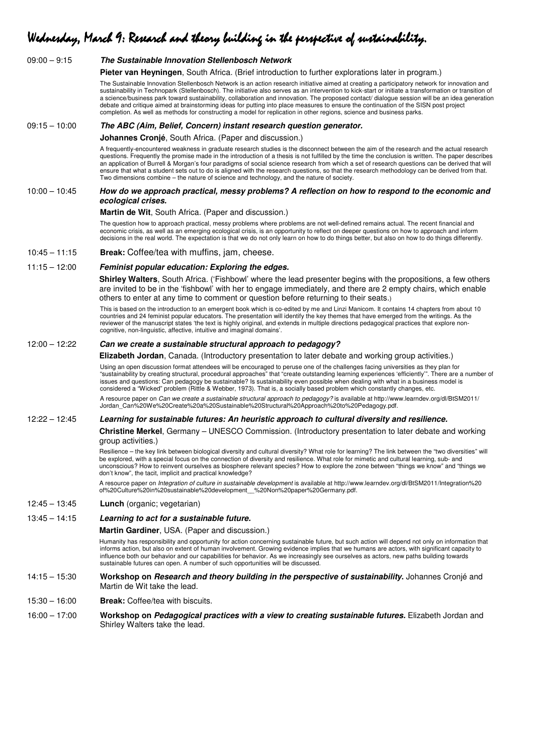# Wednesday, March 9: Research and theory building in the perspective of sustainability.

09:00 – 9:15 ***The Sustainable Innovation Stellenbosch Network***

**Pieter van Heyningen**, South Africa. (Brief introduction to further explorations later in program.)

The Sustainable Innovation Stellenbosch Network is an action research initiative aimed at creating a participatory network for innovation and sustainability in Technopark (Stellenbosch). The initiative also serves as an intervention to kick-start or initiate a transformation or transition of a science/business park toward sustainability, collaboration and innovation. The proposed contact/ dialogue session will be an idea generation debate and critique aimed at brainstorming ideas for putting into place measures to ensure the continuation of the SISN post project completion. As well as methods for constructing a model for replication in other regions, science and business parks.

09:15 – 10:00 ***The ABC (Aim, Belief, Concern) instant research question generator.***

**Johannes Cronjé**, South Africa. (Paper and discussion.)

A frequently-encountered weakness in graduate research studies is the disconnect between the aim of the research and the actual research questions. Frequently the promise made in the introduction of a thesis is not fulfilled by the time the conclusion is written. The paper describes an application of Burrell & Morgan's four paradigms of social science research from which a set of research questions can be derived that will ensure that what a student sets out to do is aligned with the research questions, so that the research methodology can be derived from that. Two dimensions combine – the nature of science and technology, and the nature of society.

10:00 – 10:45 ***How do we approach practical, messy problems? A reflection on how to respond to the economic and ecological crises.***

**Martin de Wit**, South Africa. (Paper and discussion.)

The question how to approach practical, messy problems where problems are not well-defined remains actual. The recent financial and economic crisis, as well as an emerging ecological crisis, is an opportunity to reflect on deeper questions on how to approach and inform decisions in the real world. The expectation is that we do not only learn on how to do things better, but also on how to do things differently.

10:45 – 11:15 **Break:** Coffee/tea with muffins, jam, cheese.

11:15 – 12:00 ***Feminist popular education: Exploring the edges.***

**Shirley Walters**, South Africa. ('Fishbowl' where the lead presenter begins with the propositions, a few others are invited to be in the 'fishbowl' with her to engage immediately, and there are 2 empty chairs, which enable others to enter at any time to comment or question before returning to their seats.)

This is based on the introduction to an emergent book which is co-edited by me and Linzi Manicom. It contains 14 chapters from about 10 countries and 24 feminist popular educators. The presentation will identify the key themes that have emerged from the writings. As the reviewer of the manuscript states 'the text is highly original, and extends in multiple directions pedagogical practices that explore non-cognitive, non-linguistic, affective, intuitive and imaginal domains'.

12:00 – 12:22 ***Can we create a sustainable structural approach to pedagogy?***

**Elizabeth Jordan**, Canada. (Introductory presentation to later debate and working group activities.)

Using an open discussion format attendees will be encouraged to peruse one of the challenges facing universities as they plan for "sustainability by creating structural, procedural approaches" that "create outstanding learning experiences 'efficiently'". There are a number of issues and questions: Can pedagogy be sustainable? Is sustainability even possible when dealing with what in a business model is considered a "Wicked" problem (Rittle & Webber, 1973). That is, a socially based problem which constantly changes, etc.

A resource paper on *Can we create a sustainable structural approach to pedagogy?* is available at http://www.learndev.org/dl/BtSM2011/Jordan_Can%20We%20Create%20a%20Sustainable%20Structural%20Approach%20to%20Pedagogy.pdf.

12:22 – 12:45 ***Learning for sustainable futures: An heuristic approach to cultural diversity and resilience.***

**Christine Merkel**, Germany – UNESCO Commission. (Introductory presentation to later debate and working group activities.)

Resilience – the key link between biological diversity and cultural diversity? What role for learning? The link between the "two diversities" will be explored, with a special focus on the connection of diversity and resilience. What role for mimetic and cultural learning, sub- and unconscious? How to reinvent ourselves as biosphere relevant species? How to explore the zone between "things we know" and "things we don't know", the tacit, implicit and practical knowledge?

A resource paper on *Integration of culture in sustainable development* is available at http://www.learndev.org/dl/BtSM2011/Integration%20of%20Culture%20in%20sustainable%20development__%20Non%20paper%20Germany.pdf.

12:45 – 13:45 **Lunch** (organic; vegetarian)

13:45 – 14:15 ***Learning to act for a sustainable future.***

**Martin Gardiner**, USA. (Paper and discussion.)

Humanity has responsibility and opportunity for action concerning sustainable future, but such action will depend not only on information that informs action, but also on extent of human involvement. Growing evidence implies that we humans are actors, with significant capacity to influence both our behavior and our capabilities for behavior. As we increasingly see ourselves as actors, new paths building towards sustainable futures can open. A number of such opportunities will be discussed.

14:15 – 15:30 **Workshop on *Research and theory building in the perspective of sustainability*.** Johannes Cronjé and Martin de Wit take the lead.

15:30 – 16:00 **Break:** Coffee/tea with biscuits.

16:00 – 17:00 **Workshop on *Pedagogical practices with a view to creating sustainable futures.*** Elizabeth Jordan and Shirley Walters take the lead.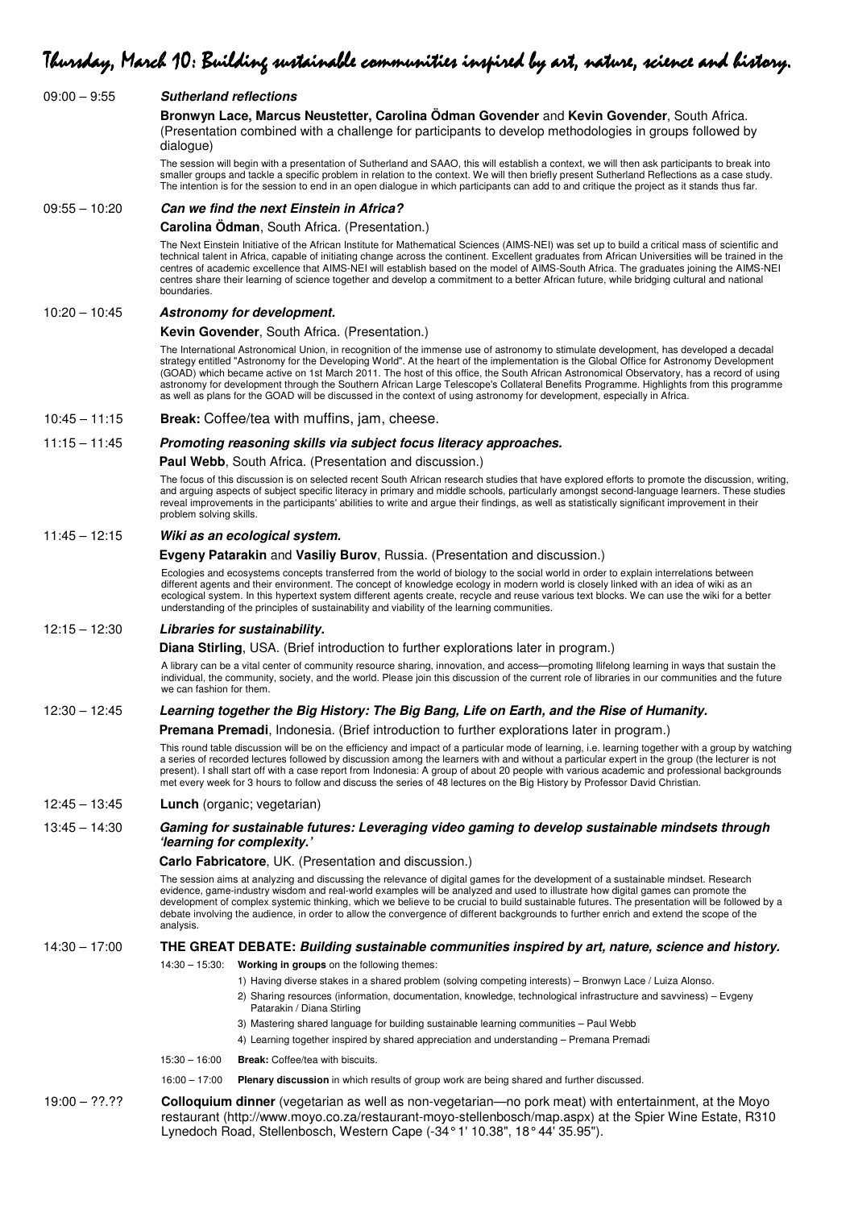# Thursday, March 10: Building sustainable communities inspired by art, nature, science and history.

**09:00 – 9:55** ***Sutherland reflections***

**Bronwyn Lace, Marcus Neustetter, Carolina Ödman Govender** and **Kevin Govender**, South Africa. (Presentation combined with a challenge for participants to develop methodologies in groups followed by dialogue)

The session will begin with a presentation of Sutherland and SAAO, this will establish a context, we will then ask participants to break into smaller groups and tackle a specific problem in relation to the context. We will then briefly present Sutherland Reflections as a case study. The intention is for the session to end in an open dialogue in which participants can add to and critique the project as it stands thus far.

**09:55 – 10:20** ***Can we find the next Einstein in Africa?***

**Carolina Ödman**, South Africa. (Presentation.)

The Next Einstein Initiative of the African Institute for Mathematical Sciences (AIMS-NEI) was set up to build a critical mass of scientific and technical talent in Africa, capable of initiating change across the continent. Excellent graduates from African Universities will be trained in the centres of academic excellence that AIMS-NEI will establish based on the model of AIMS-South Africa. The graduates joining the AIMS-NEI centres share their learning of science together and develop a commitment to a better African future, while bridging cultural and national boundaries.

**10:20 – 10:45** ***Astronomy for development.***

**Kevin Govender**, South Africa. (Presentation.)

The International Astronomical Union, in recognition of the immense use of astronomy to stimulate development, has developed a decadal strategy entitled "Astronomy for the Developing World". At the heart of the implementation is the Global Office for Astronomy Development (GOAD) which became active on 1st March 2011. The host of this office, the South African Astronomical Observatory, has a record of using astronomy for development through the Southern African Large Telescope's Collateral Benefits Programme. Highlights from this programme as well as plans for the GOAD will be discussed in the context of using astronomy for development, especially in Africa.

**10:45 – 11:15** **Break:** Coffee/tea with muffins, jam, cheese.

**11:15 – 11:45** ***Promoting reasoning skills via subject focus literacy approaches.***

**Paul Webb**, South Africa. (Presentation and discussion.)

The focus of this discussion is on selected recent South African research studies that have explored efforts to promote the discussion, writing, and arguing aspects of subject specific literacy in primary and middle schools, particularly amongst second-language learners. These studies reveal improvements in the participants' abilities to write and argue their findings, as well as statistically significant improvement in their problem solving skills.

**11:45 – 12:15** ***Wiki as an ecological system.***

**Evgeny Patarakin** and **Vasiliy Burov**, Russia. (Presentation and discussion.)

Ecologies and ecosystems concepts transferred from the world of biology to the social world in order to explain interrelations between different agents and their environment. The concept of knowledge ecology in modern world is closely linked with an idea of wiki as an ecological system. In this hypertext system different agents create, recycle and reuse various text blocks. We can use the wiki for a better understanding of the principles of sustainability and viability of the learning communities.

**12:15 – 12:30** ***Libraries for sustainability.***

**Diana Stirling**, USA. (Brief introduction to further explorations later in program.)

A library can be a vital center of community resource sharing, innovation, and access—promoting llifelong learning in ways that sustain the individual, the community, society, and the world. Please join this discussion of the current role of libraries in our communities and the future we can fashion for them.

**12:30 – 12:45** ***Learning together the Big History: The Big Bang, Life on Earth, and the Rise of Humanity.***

**Premana Premadi**, Indonesia. (Brief introduction to further explorations later in program.)

This round table discussion will be on the efficiency and impact of a particular mode of learning, i.e. learning together with a group by watching a series of recorded lectures followed by discussion among the learners with and without a particular expert in the group (the lecturer is not present). I shall start off with a case report from Indonesia: A group of about 20 people with various academic and professional backgrounds met every week for 3 hours to follow and discuss the series of 48 lectures on the Big History by Professor David Christian.

**12:45 – 13:45** **Lunch** (organic; vegetarian)

**13:45 – 14:30** ***Gaming for sustainable futures: Leveraging video gaming to develop sustainable mindsets through 'learning for complexity.'***

**Carlo Fabricatore**, UK. (Presentation and discussion.)

The session aims at analyzing and discussing the relevance of digital games for the development of a sustainable mindset. Research evidence, game-industry wisdom and real-world examples will be analyzed and used to illustrate how digital games can promote the development of complex systemic thinking, which we believe to be crucial to build sustainable futures. The presentation will be followed by a debate involving the audience, in order to allow the convergence of different backgrounds to further enrich and extend the scope of the analysis.

**14:30 – 17:00** **THE GREAT DEBATE:** ***Building sustainable communities inspired by art, nature, science and history.***

14:30 – 15:30: **Working in groups** on the following themes:

1) Having diverse stakes in a shared problem (solving competing interests) – Bronwyn Lace / Luiza Alonso.
2) Sharing resources (information, documentation, knowledge, technological infrastructure and savviness) – Evgeny Patarakin / Diana Stirling
3) Mastering shared language for building sustainable learning communities – Paul Webb
4) Learning together inspired by shared appreciation and understanding – Premana Premadi

15:30 – 16:00 **Break:** Coffee/tea with biscuits.

16:00 – 17:00 **Plenary discussion** in which results of group work are being shared and further discussed.

**19:00 – ??.??** **Colloquium dinner** (vegetarian as well as non-vegetarian—no pork meat) with entertainment, at the Moyo restaurant (http://www.moyo.co.za/restaurant-moyo-stellenbosch/map.aspx) at the Spier Wine Estate, R310 Lynedoch Road, Stellenbosch, Western Cape (-34° 1' 10.38", 18° 44' 35.95").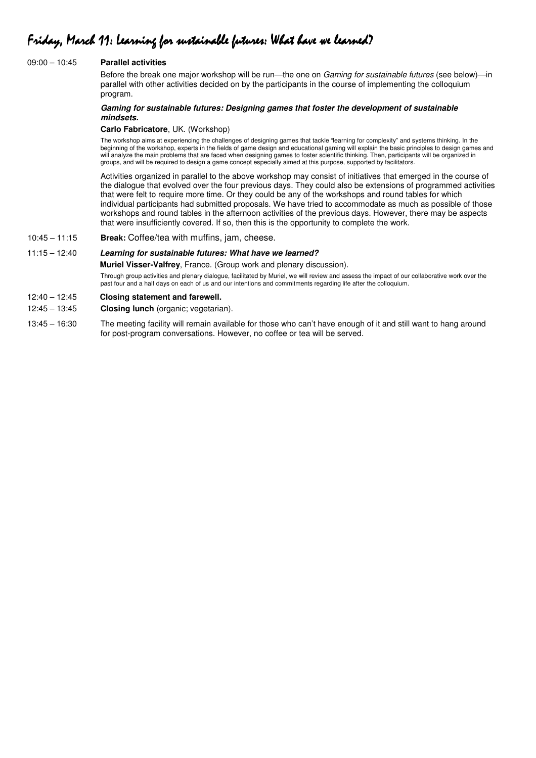# Friday, March 11: Learning for sustainable futures: What have we learned?

09:00 – 10:45 **Parallel activities**

Before the break one major workshop will be run—the one on *Gaming for sustainable futures* (see below)—in parallel with other activities decided on by the participants in the course of implementing the colloquium program.

***Gaming for sustainable futures: Designing games that foster the development of sustainable mindsets.***

**Carlo Fabricatore**, UK. (Workshop)

The workshop aims at experiencing the challenges of designing games that tackle "learning for complexity" and systems thinking. In the beginning of the workshop, experts in the fields of game design and educational gaming will explain the basic principles to design games and will analyze the main problems that are faced when designing games to foster scientific thinking. Then, participants will be organized in groups, and will be required to design a game concept especially aimed at this purpose, supported by facilitators.

Activities organized in parallel to the above workshop may consist of initiatives that emerged in the course of the dialogue that evolved over the four previous days. They could also be extensions of programmed activities that were felt to require more time. Or they could be any of the workshops and round tables for which individual participants had submitted proposals. We have tried to accommodate as much as possible of those workshops and round tables in the afternoon activities of the previous days. However, there may be aspects that were insufficiently covered. If so, then this is the opportunity to complete the work.

10:45 – 11:15 **Break:** Coffee/tea with muffins, jam, cheese.

11:15 – 12:40 ***Learning for sustainable futures: What have we learned?***

**Muriel Visser-Valfrey**, France. (Group work and plenary discussion).

Through group activities and plenary dialogue, facilitated by Muriel, we will review and assess the impact of our collaborative work over the past four and a half days on each of us and our intentions and commitments regarding life after the colloquium.

12:40 – 12:45 **Closing statement and farewell.**

12:45 – 13:45 **Closing lunch** (organic; vegetarian).

13:45 – 16:30 The meeting facility will remain available for those who can't have enough of it and still want to hang around for post-program conversations. However, no coffee or tea will be served.